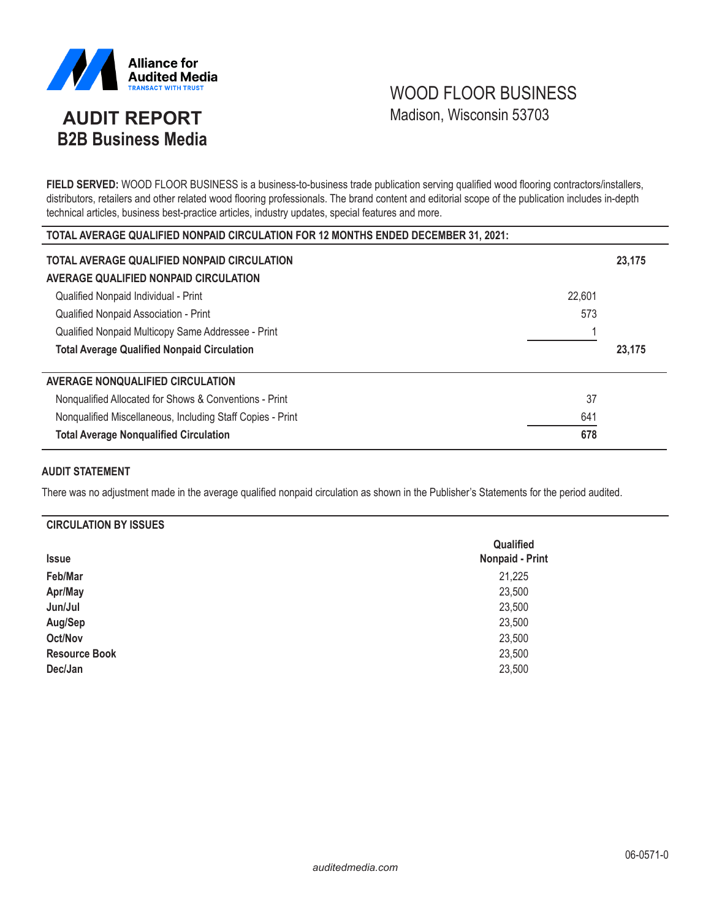Alliance for Audited Media
TRANSACT WITH TRUST

# AUDIT REPORT
## B2B Business Media

# WOOD FLOOR BUSINESS
Madison, Wisconsin 53703

**FIELD SERVED:** WOOD FLOOR BUSINESS is a business-to-business trade publication serving qualified wood flooring contractors/installers, distributors, retailers and other related wood flooring professionals. The brand content and editorial scope of the publication includes in-depth technical articles, business best-practice articles, industry updates, special features and more.

**TOTAL AVERAGE QUALIFIED NONPAID CIRCULATION FOR 12 MONTHS ENDED DECEMBER 31, 2021:**

| | | |
|---|---|---|
| **TOTAL AVERAGE QUALIFIED NONPAID CIRCULATION** | | **23,175** |
| **AVERAGE QUALIFIED NONPAID CIRCULATION** | | |
| Qualified Nonpaid Individual - Print | 22,601 | |
| Qualified Nonpaid Association - Print | 573 | |
| Qualified Nonpaid Multicopy Same Addressee - Print | 1 | |
| **Total Average Qualified Nonpaid Circulation** | | **23,175** |
| **AVERAGE NONQUALIFIED CIRCULATION** | | |
| Nonqualified Allocated for Shows & Conventions - Print | 37 | |
| Nonqualified Miscellaneous, Including Staff Copies - Print | 641 | |
| **Total Average Nonqualified Circulation** | **678** | |

### AUDIT STATEMENT

There was no adjustment made in the average qualified nonpaid circulation as shown in the Publisher's Statements for the period audited.

### CIRCULATION BY ISSUES

| Issue | Qualified Nonpaid - Print |
|---|---|
| **Feb/Mar** | 21,225 |
| **Apr/May** | 23,500 |
| **Jun/Jul** | 23,500 |
| **Aug/Sep** | 23,500 |
| **Oct/Nov** | 23,500 |
| **Resource Book** | 23,500 |
| **Dec/Jan** | 23,500 |

06-0571-0

*auditedmedia.com*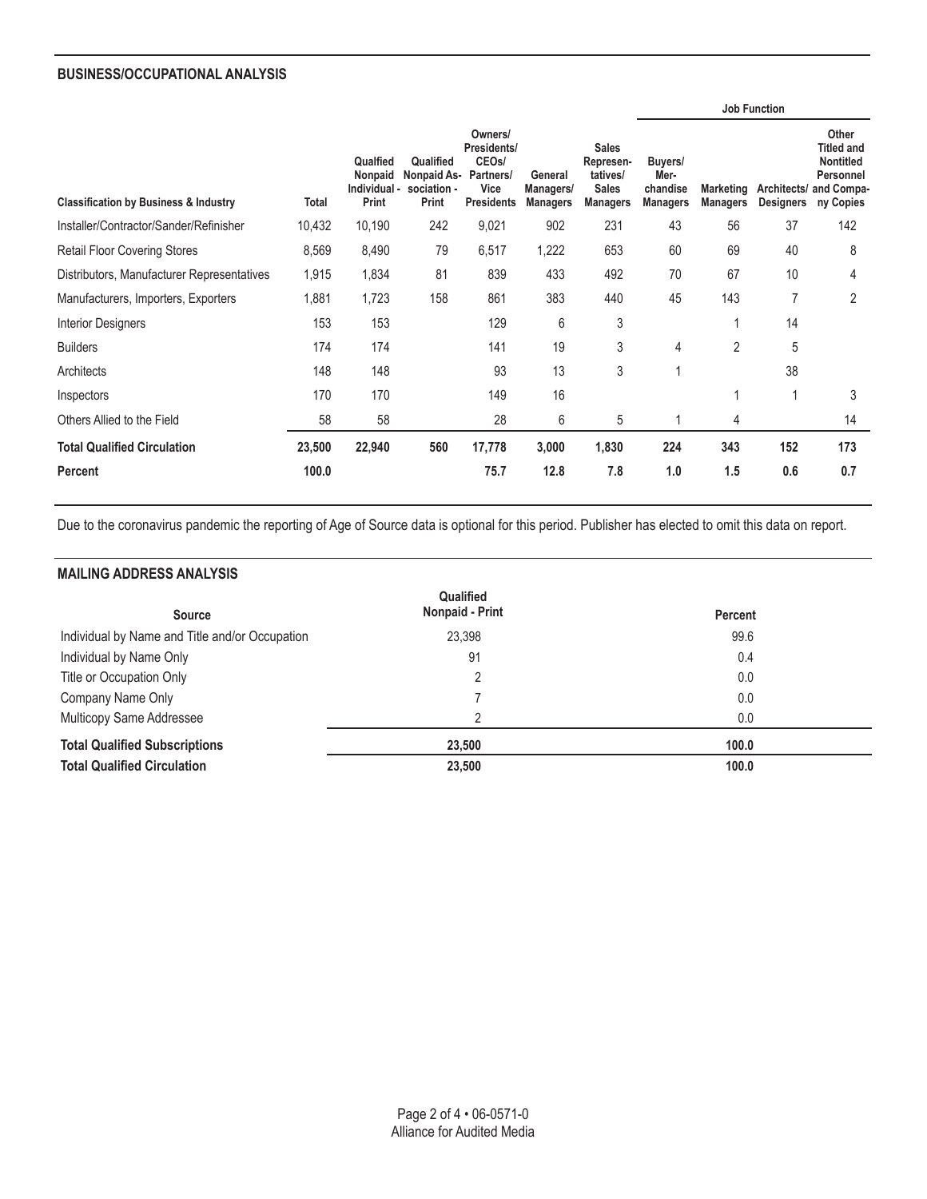## BUSINESS/OCCUPATIONAL ANALYSIS

| | | | | | | | Job Function | | | |
|---|---|---|---|---|---|---|---|---|---|---|
| Classification by Business & Industry | Total | Qualfied Nonpaid Individual - Print | Qualified Nonpaid Association - Print | Owners/ Presidents/ CEOs/ Partners/ Vice Presidents | General Managers/ Managers | Sales Representatives/ Sales Managers | Buyers/ Merchandise Managers | Marketing Managers | Architects/ Designers | Other Titled and Nontitled Personnel and Company Copies |
| Installer/Contractor/Sander/Refinisher | 10,432 | 10,190 | 242 | 9,021 | 902 | 231 | 43 | 56 | 37 | 142 |
| Retail Floor Covering Stores | 8,569 | 8,490 | 79 | 6,517 | 1,222 | 653 | 60 | 69 | 40 | 8 |
| Distributors, Manufacturer Representatives | 1,915 | 1,834 | 81 | 839 | 433 | 492 | 70 | 67 | 10 | 4 |
| Manufacturers, Importers, Exporters | 1,881 | 1,723 | 158 | 861 | 383 | 440 | 45 | 143 | 7 | 2 |
| Interior Designers | 153 | 153 | | 129 | 6 | 3 | | 1 | 14 | |
| Builders | 174 | 174 | | 141 | 19 | 3 | 4 | 2 | 5 | |
| Architects | 148 | 148 | | 93 | 13 | 3 | 1 | | 38 | |
| Inspectors | 170 | 170 | | 149 | 16 | | | 1 | 1 | 3 |
| Others Allied to the Field | 58 | 58 | | 28 | 6 | 5 | 1 | 4 | | 14 |
| **Total Qualified Circulation** | **23,500** | **22,940** | **560** | **17,778** | **3,000** | **1,830** | **224** | **343** | **152** | **173** |
| **Percent** | **100.0** | | | **75.7** | **12.8** | **7.8** | **1.0** | **1.5** | **0.6** | **0.7** |

Due to the coronavirus pandemic the reporting of Age of Source data is optional for this period. Publisher has elected to omit this data on report.

## MAILING ADDRESS ANALYSIS

| Source | Qualified Nonpaid - Print | Percent |
|---|---|---|
| Individual by Name and Title and/or Occupation | 23,398 | 99.6 |
| Individual by Name Only | 91 | 0.4 |
| Title or Occupation Only | 2 | 0.0 |
| Company Name Only | 7 | 0.0 |
| Multicopy Same Addressee | 2 | 0.0 |
| **Total Qualified Subscriptions** | **23,500** | **100.0** |
| **Total Qualified Circulation** | **23,500** | **100.0** |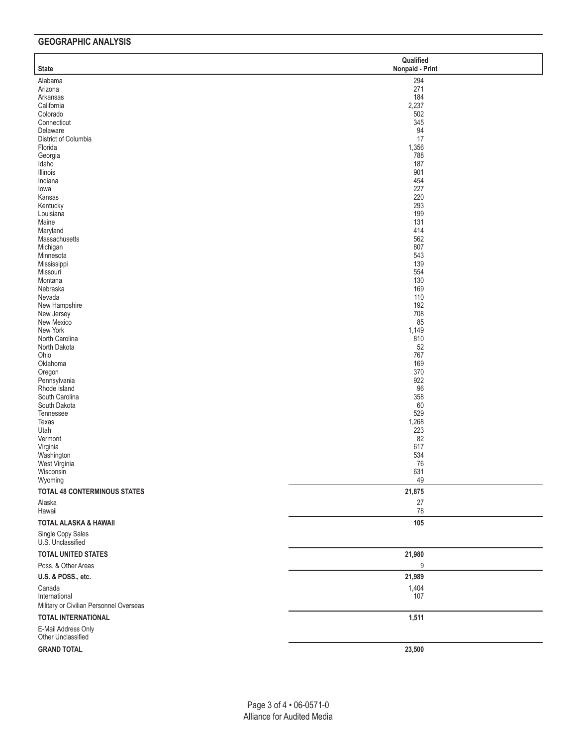## GEOGRAPHIC ANALYSIS

| State | Qualified Nonpaid - Print |
|---|---|
| Alabama | 294 |
| Arizona | 271 |
| Arkansas | 184 |
| California | 2,237 |
| Colorado | 502 |
| Connecticut | 345 |
| Delaware | 94 |
| District of Columbia | 17 |
| Florida | 1,356 |
| Georgia | 788 |
| Idaho | 187 |
| Illinois | 901 |
| Indiana | 454 |
| Iowa | 227 |
| Kansas | 220 |
| Kentucky | 293 |
| Louisiana | 199 |
| Maine | 131 |
| Maryland | 414 |
| Massachusetts | 562 |
| Michigan | 807 |
| Minnesota | 543 |
| Mississippi | 139 |
| Missouri | 554 |
| Montana | 130 |
| Nebraska | 169 |
| Nevada | 110 |
| New Hampshire | 192 |
| New Jersey | 708 |
| New Mexico | 85 |
| New York | 1,149 |
| North Carolina | 810 |
| North Dakota | 52 |
| Ohio | 767 |
| Oklahoma | 169 |
| Oregon | 370 |
| Pennsylvania | 922 |
| Rhode Island | 96 |
| South Carolina | 358 |
| South Dakota | 60 |
| Tennessee | 529 |
| Texas | 1,268 |
| Utah | 223 |
| Vermont | 82 |
| Virginia | 617 |
| Washington | 534 |
| West Virginia | 76 |
| Wisconsin | 631 |
| Wyoming | 49 |
| **TOTAL 48 CONTERMINOUS STATES** | **21,875** |
| Alaska | 27 |
| Hawaii | 78 |
| **TOTAL ALASKA & HAWAII** | **105** |
| Single Copy Sales | |
| U.S. Unclassified | |
| **TOTAL UNITED STATES** | **21,980** |
| Poss. & Other Areas | 9 |
| **U.S. & POSS., etc.** | **21,989** |
| Canada | 1,404 |
| International | 107 |
| Military or Civilian Personnel Overseas | |
| **TOTAL INTERNATIONAL** | **1,511** |
| E-Mail Address Only | |
| Other Unclassified | |
| **GRAND TOTAL** | **23,500** |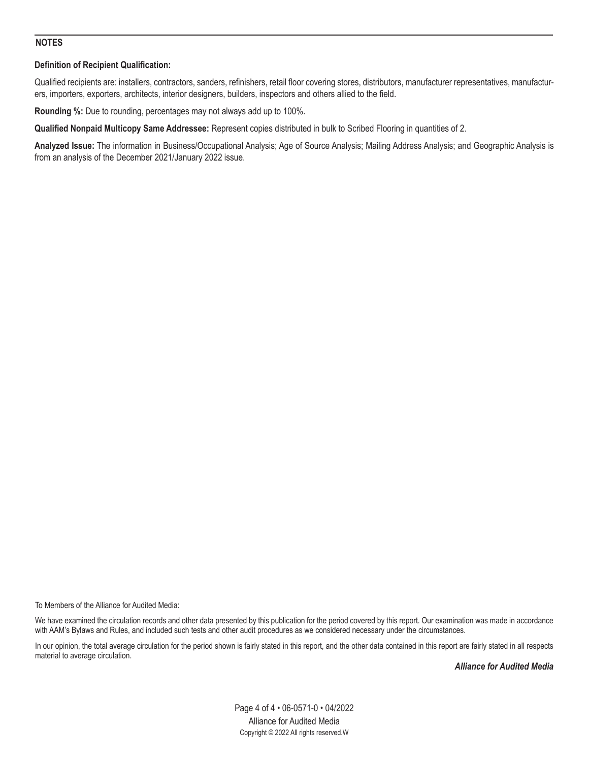## NOTES

**Definition of Recipient Qualification:**

Qualified recipients are: installers, contractors, sanders, refinishers, retail floor covering stores, distributors, manufacturer representatives, manufacturers, importers, exporters, architects, interior designers, builders, inspectors and others allied to the field.

**Rounding %:** Due to rounding, percentages may not always add up to 100%.

**Qualified Nonpaid Multicopy Same Addressee:** Represent copies distributed in bulk to Scribed Flooring in quantities of 2.

**Analyzed Issue:** The information in Business/Occupational Analysis; Age of Source Analysis; Mailing Address Analysis; and Geographic Analysis is from an analysis of the December 2021/January 2022 issue.

To Members of the Alliance for Audited Media:

We have examined the circulation records and other data presented by this publication for the period covered by this report. Our examination was made in accordance with AAM's Bylaws and Rules, and included such tests and other audit procedures as we considered necessary under the circumstances.

In our opinion, the total average circulation for the period shown is fairly stated in this report, and the other data contained in this report are fairly stated in all respects material to average circulation.

***Alliance for Audited Media***